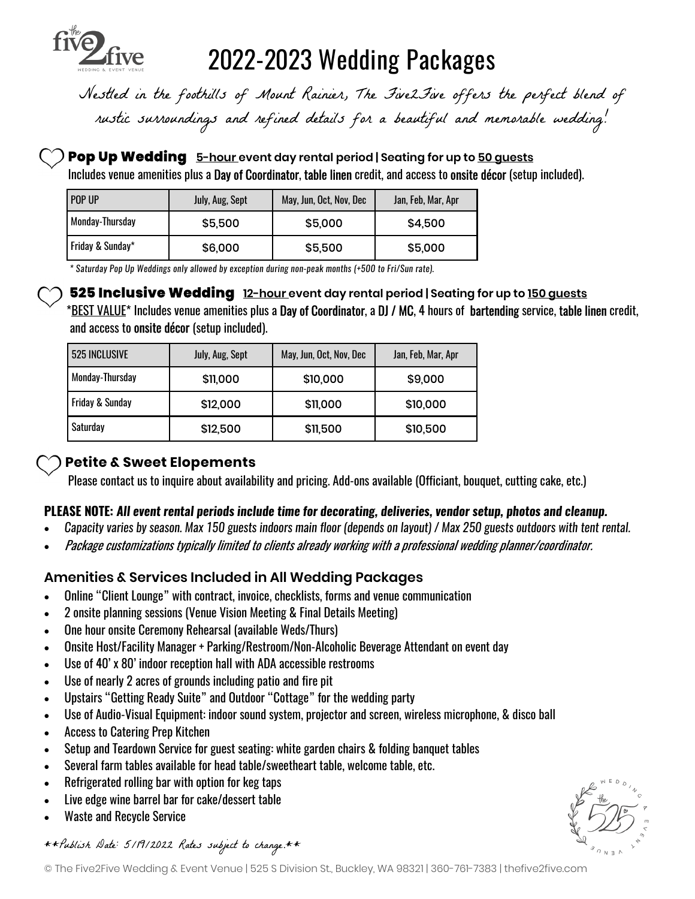# 2022-2023 Wedding Packages

*Nestled in the foothills of Mount Rainier, The Five2Five offers the perfect blend of rustic surroundings and refined details for a beautiful and memorable wedding!*

## Pop Up Wedding

**5-hour event day rental period | Seating for up to 50 guests**

Includes venue amenities plus a Day of Coordinator, table linen credit, and access to onsite décor (setup included).

| POP UP | July, Aug, Sept | May, Jun, Oct, Nov, Dec | Jan, Feb, Mar, Apr |
|---|---|---|---|
| Monday-Thursday | $5,500 | $5,000 | $4,500 |
| Friday & Sunday* | $6,000 | $5,500 | $5,000 |

*\* Saturday Pop Up Weddings only allowed by exception during non-peak months (+500 to Fri/Sun rate).*

## 525 Inclusive Wedding

**12-hour event day rental period | Seating for up to 150 guests**

*BEST VALUE* Includes venue amenities plus a Day of Coordinator, a DJ / MC, 4 hours of bartending service, table linen credit, and access to onsite décor (setup included).

| 525 INCLUSIVE | July, Aug, Sept | May, Jun, Oct, Nov, Dec | Jan, Feb, Mar, Apr |
|---|---|---|---|
| Monday-Thursday | $11,000 | $10,000 | $9,000 |
| Friday & Sunday | $12,000 | $11,000 | $10,000 |
| Saturday | $12,500 | $11,500 | $10,500 |

## Petite & Sweet Elopements

Please contact us to inquire about availability and pricing. Add-ons available (Officiant, bouquet, cutting cake, etc.)

**PLEASE NOTE: *All event rental periods include time for decorating, deliveries, vendor setup, photos and cleanup.***

- *Capacity varies by season. Max 150 guests indoors main floor (depends on layout) / Max 250 guests outdoors with tent rental.*
- *Package customizations typically limited to clients already working with a professional wedding planner/coordinator.*

### Amenities & Services Included in All Wedding Packages

- Online "Client Lounge" with contract, invoice, checklists, forms and venue communication
- 2 onsite planning sessions (Venue Vision Meeting & Final Details Meeting)
- One hour onsite Ceremony Rehearsal (available Weds/Thurs)
- Onsite Host/Facility Manager + Parking/Restroom/Non-Alcoholic Beverage Attendant on event day
- Use of 40' x 80' indoor reception hall with ADA accessible restrooms
- Use of nearly 2 acres of grounds including patio and fire pit
- Upstairs "Getting Ready Suite" and Outdoor "Cottage" for the wedding party
- Use of Audio-Visual Equipment: indoor sound system, projector and screen, wireless microphone, & disco ball
- Access to Catering Prep Kitchen
- Setup and Teardown Service for guest seating: white garden chairs & folding banquet tables
- Several farm tables available for head table/sweetheart table, welcome table, etc.
- Refrigerated rolling bar with option for keg taps
- Live edge wine barrel bar for cake/dessert table
- Waste and Recycle Service

*\*\*Publish Date: 5/19/2022 Rates subject to change.\*\**

© The Five2Five Wedding & Event Venue | 525 S Division St., Buckley, WA 98321 | 360-761-7383 | thefive2five.com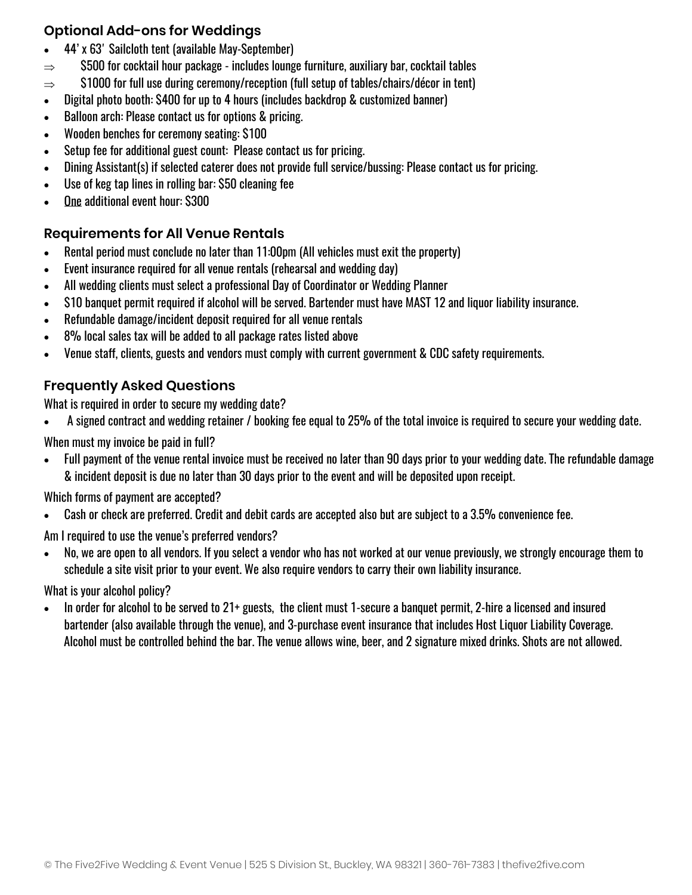### Optional Add-ons for Weddings

- 44' x 63' Sailcloth tent (available May-September)
  - ⇒ $500 for cocktail hour package - includes lounge furniture, auxiliary bar, cocktail tables
  - ⇒ $1000 for full use during ceremony/reception (full setup of tables/chairs/décor in tent)
- Digital photo booth: $400 for up to 4 hours (includes backdrop & customized banner)
- Balloon arch: Please contact us for options & pricing.
- Wooden benches for ceremony seating: $100
- Setup fee for additional guest count: Please contact us for pricing.
- Dining Assistant(s) if selected caterer does not provide full service/bussing: Please contact us for pricing.
- Use of keg tap lines in rolling bar: $50 cleaning fee
- <u>One</u> additional event hour: $300

### Requirements for All Venue Rentals

- Rental period must conclude no later than 11:00pm (All vehicles must exit the property)
- Event insurance required for all venue rentals (rehearsal and wedding day)
- All wedding clients must select a professional Day of Coordinator or Wedding Planner
- $10 banquet permit required if alcohol will be served. Bartender must have MAST 12 and liquor liability insurance.
- Refundable damage/incident deposit required for all venue rentals
- 8% local sales tax will be added to all package rates listed above
- Venue staff, clients, guests and vendors must comply with current government & CDC safety requirements.

### Frequently Asked Questions

What is required in order to secure my wedding date?

- A signed contract and wedding retainer / booking fee equal to 25% of the total invoice is required to secure your wedding date.

When must my invoice be paid in full?

- Full payment of the venue rental invoice must be received no later than 90 days prior to your wedding date. The refundable damage & incident deposit is due no later than 30 days prior to the event and will be deposited upon receipt.

Which forms of payment are accepted?

- Cash or check are preferred. Credit and debit cards are accepted also but are subject to a 3.5% convenience fee.

Am I required to use the venue's preferred vendors?

- No, we are open to all vendors. If you select a vendor who has not worked at our venue previously, we strongly encourage them to schedule a site visit prior to your event. We also require vendors to carry their own liability insurance.

What is your alcohol policy?

- In order for alcohol to be served to 21+ guests, the client must 1-secure a banquet permit, 2-hire a licensed and insured bartender (also available through the venue), and 3-purchase event insurance that includes Host Liquor Liability Coverage. Alcohol must be controlled behind the bar. The venue allows wine, beer, and 2 signature mixed drinks. Shots are not allowed.

© The Five2Five Wedding & Event Venue | 525 S Division St., Buckley, WA 98321 | 360-761-7383 | thefive2five.com